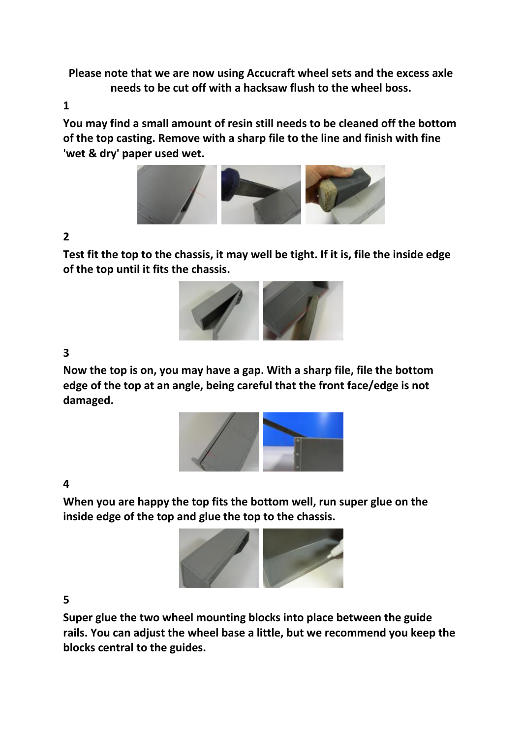**Please note that we are now using Accucraft wheel sets and the excess axle needs to be cut off with a hacksaw flush to the wheel boss.**

**1**

**You may find a small amount of resin still needs to be cleaned off the bottom of the top casting. Remove with a sharp file to the line and finish with fine 'wet & dry' paper used wet.**

**2**

**Test fit the top to the chassis, it may well be tight. If it is, file the inside edge of the top until it fits the chassis.**

**3**

**Now the top is on, you may have a gap. With a sharp file, file the bottom edge of the top at an angle, being careful that the front face/edge is not damaged.**

**4**

**When you are happy the top fits the bottom well, run super glue on the inside edge of the top and glue the top to the chassis.**

**5**

**Super glue the two wheel mounting blocks into place between the guide rails. You can adjust the wheel base a little, but we recommend you keep the blocks central to the guides.**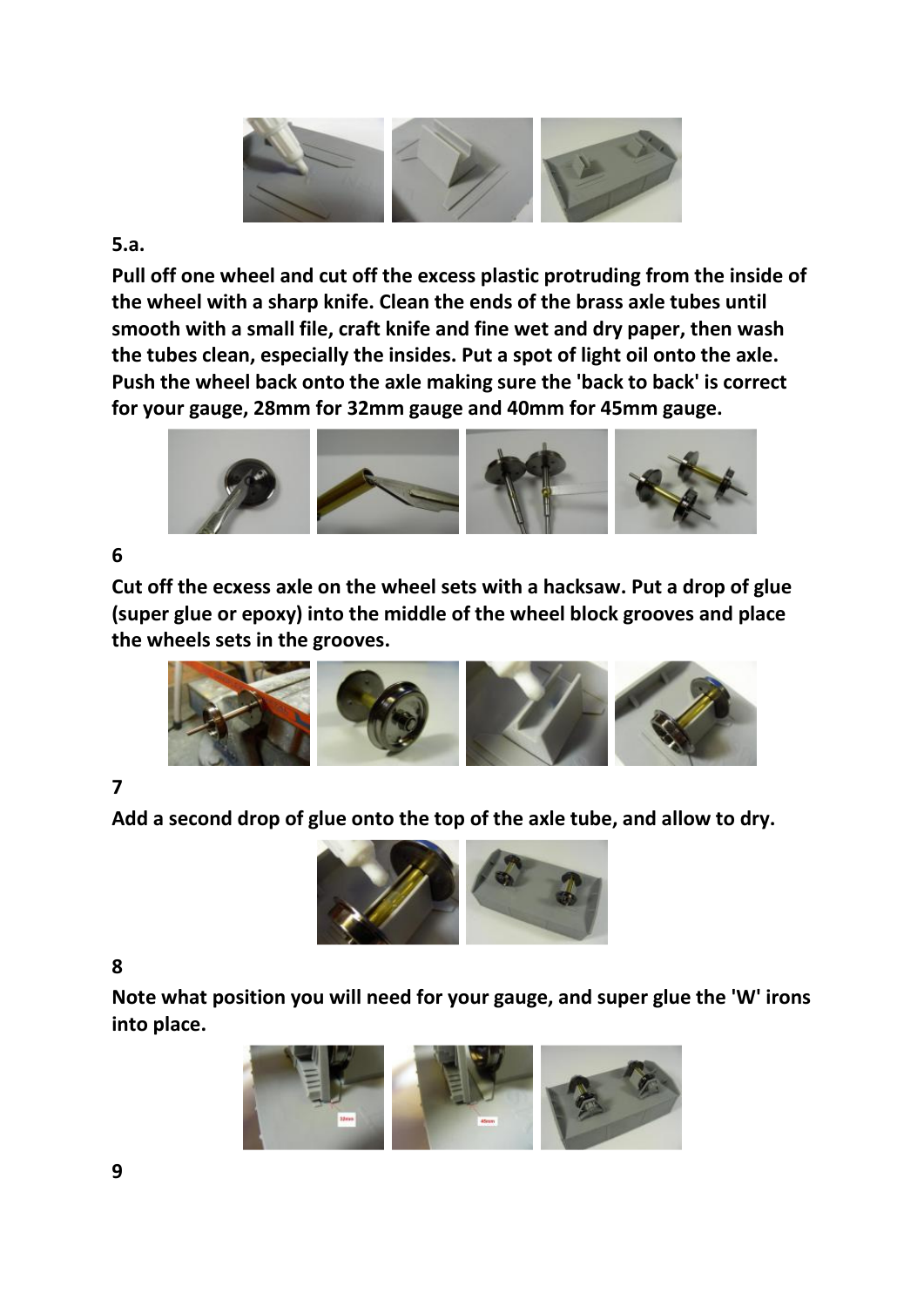**5.a.**

**Pull off one wheel and cut off the excess plastic protruding from the inside of the wheel with a sharp knife. Clean the ends of the brass axle tubes until smooth with a small file, craft knife and fine wet and dry paper, then wash the tubes clean, especially the insides. Put a spot of light oil onto the axle. Push the wheel back onto the axle making sure the 'back to back' is correct for your gauge, 28mm for 32mm gauge and 40mm for 45mm gauge.**

**6**

**Cut off the ecxess axle on the wheel sets with a hacksaw. Put a drop of glue (super glue or epoxy) into the middle of the wheel block grooves and place the wheels sets in the grooves.**

**7**

**Add a second drop of glue onto the top of the axle tube, and allow to dry.**

**8**

**Note what position you will need for your gauge, and super glue the 'W' irons into place.**

**9**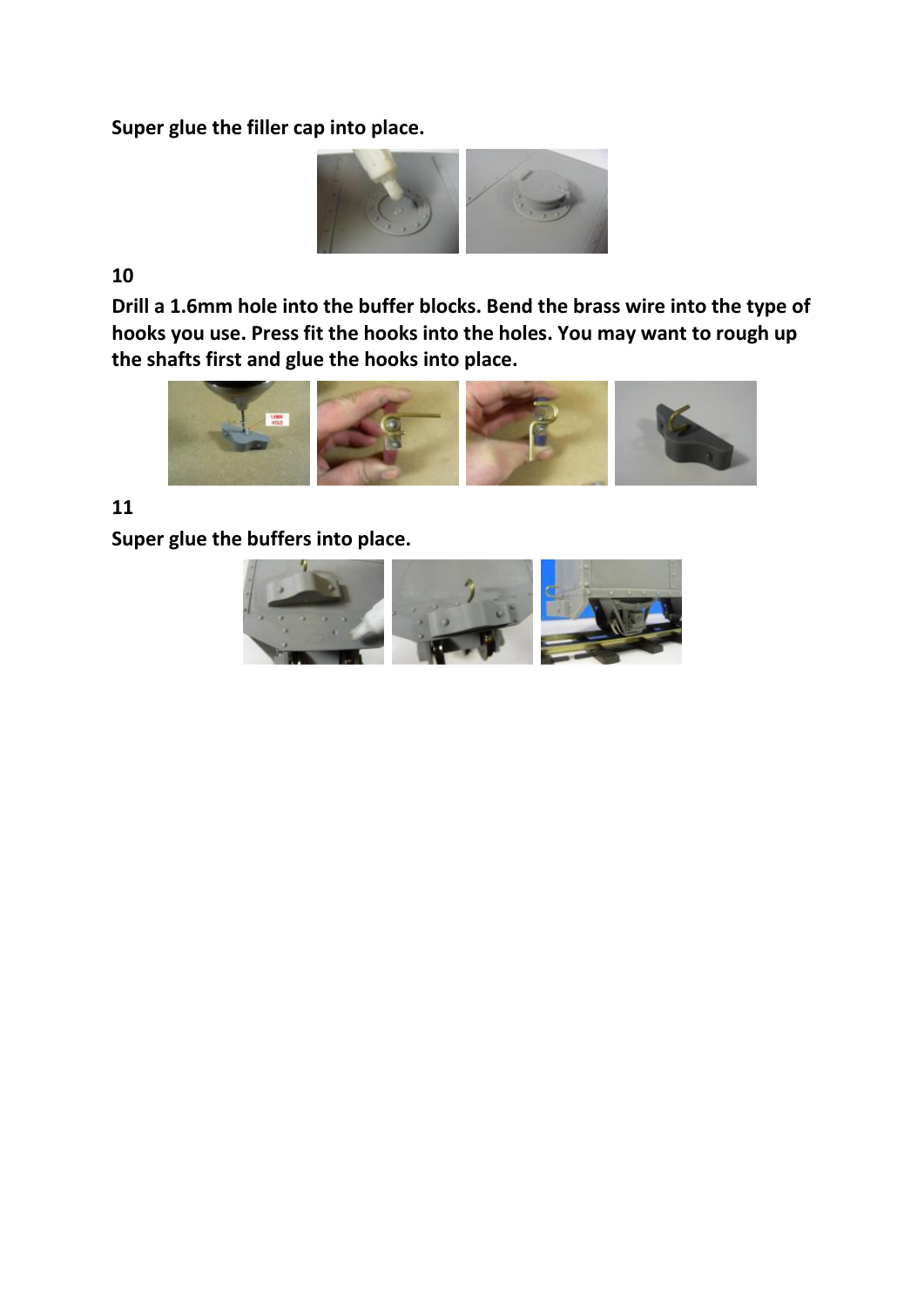**Super glue the filler cap into place.**

**10**

**Drill a 1.6mm hole into the buffer blocks. Bend the brass wire into the type of hooks you use. Press fit the hooks into the holes. You may want to rough up the shafts first and glue the hooks into place.**

**11**

**Super glue the buffers into place.**